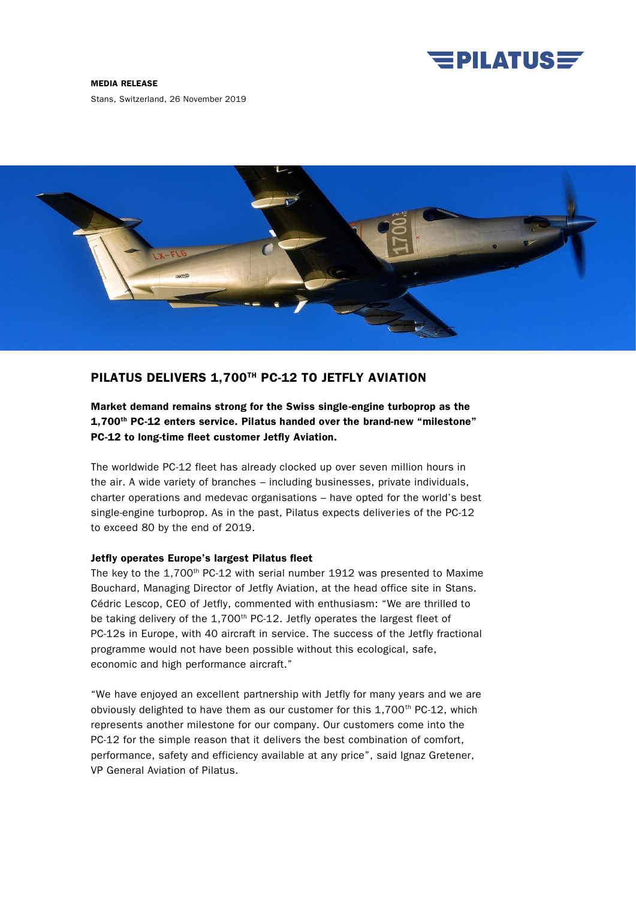**MEDIA RELEASE**

Stans, Switzerland, 26 November 2019

# PILATUS DELIVERS 1,700TH PC-12 TO JETFLY AVIATION

**Market demand remains strong for the Swiss single-engine turboprop as the 1,700th PC-12 enters service. Pilatus handed over the brand-new "milestone" PC-12 to long-time fleet customer Jetfly Aviation.**

The worldwide PC-12 fleet has already clocked up over seven million hours in the air. A wide variety of branches – including businesses, private individuals, charter operations and medevac organisations – have opted for the world's best single-engine turboprop. As in the past, Pilatus expects deliveries of the PC-12 to exceed 80 by the end of 2019.

### Jetfly operates Europe's largest Pilatus fleet

The key to the 1,700th PC-12 with serial number 1912 was presented to Maxime Bouchard, Managing Director of Jetfly Aviation, at the head office site in Stans. Cédric Lescop, CEO of Jetfly, commented with enthusiasm: "We are thrilled to be taking delivery of the 1,700th PC-12. Jetfly operates the largest fleet of PC-12s in Europe, with 40 aircraft in service. The success of the Jetfly fractional programme would not have been possible without this ecological, safe, economic and high performance aircraft."

"We have enjoyed an excellent partnership with Jetfly for many years and we are obviously delighted to have them as our customer for this 1,700th PC-12, which represents another milestone for our company. Our customers come into the PC-12 for the simple reason that it delivers the best combination of comfort, performance, safety and efficiency available at any price", said Ignaz Gretener, VP General Aviation of Pilatus.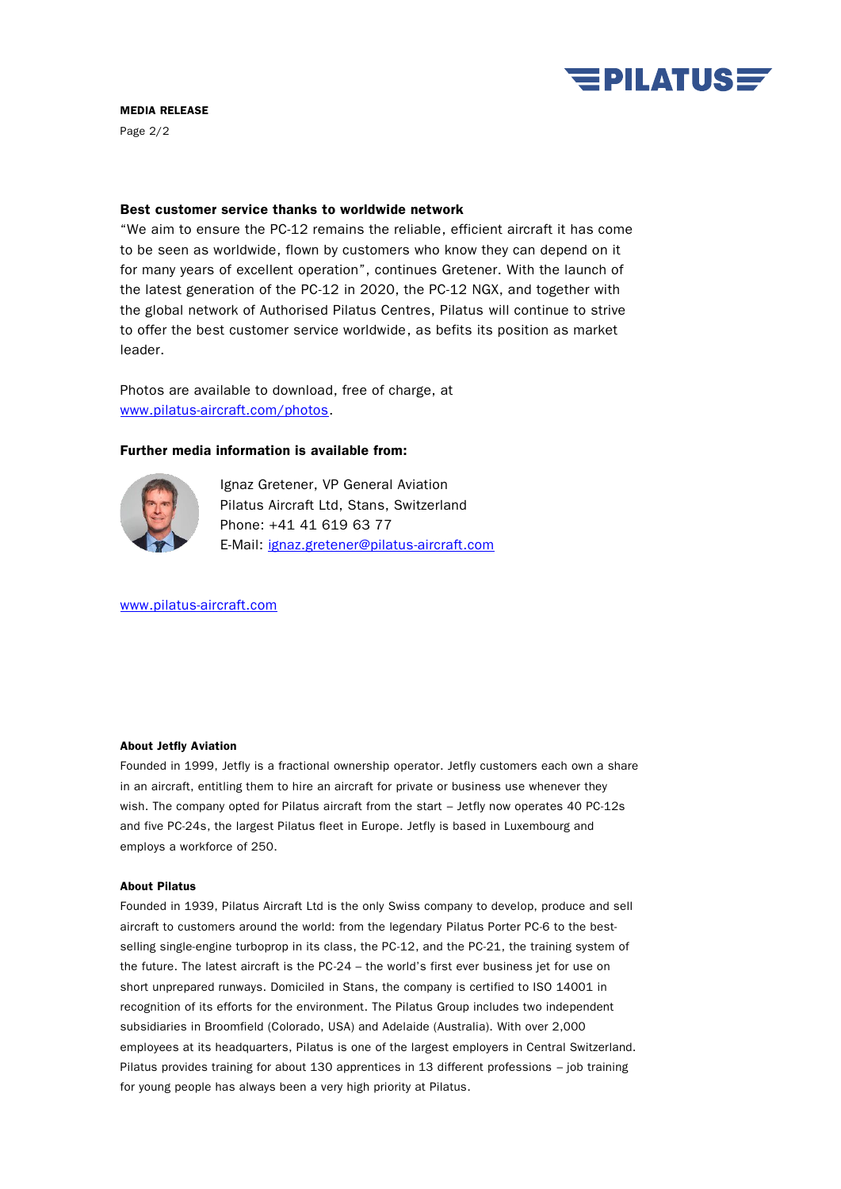### Best customer service thanks to worldwide network

"We aim to ensure the PC-12 remains the reliable, efficient aircraft it has come to be seen as worldwide, flown by customers who know they can depend on it for many years of excellent operation", continues Gretener. With the launch of the latest generation of the PC-12 in 2020, the PC-12 NGX, and together with the global network of Authorised Pilatus Centres, Pilatus will continue to strive to offer the best customer service worldwide, as befits its position as market leader.

Photos are available to download, free of charge, at www.pilatus-aircraft.com/photos.

### Further media information is available from:

Ignaz Gretener, VP General Aviation
Pilatus Aircraft Ltd, Stans, Switzerland
Phone: +41 41 619 63 77
E-Mail: ignaz.gretener@pilatus-aircraft.com

www.pilatus-aircraft.com

#### About Jetfly Aviation

Founded in 1999, Jetfly is a fractional ownership operator. Jetfly customers each own a share in an aircraft, entitling them to hire an aircraft for private or business use whenever they wish. The company opted for Pilatus aircraft from the start – Jetfly now operates 40 PC-12s and five PC-24s, the largest Pilatus fleet in Europe. Jetfly is based in Luxembourg and employs a workforce of 250.

#### About Pilatus

Founded in 1939, Pilatus Aircraft Ltd is the only Swiss company to develop, produce and sell aircraft to customers around the world: from the legendary Pilatus Porter PC-6 to the best-selling single-engine turboprop in its class, the PC-12, and the PC-21, the training system of the future. The latest aircraft is the PC-24 – the world's first ever business jet for use on short unprepared runways. Domiciled in Stans, the company is certified to ISO 14001 in recognition of its efforts for the environment. The Pilatus Group includes two independent subsidiaries in Broomfield (Colorado, USA) and Adelaide (Australia). With over 2,000 employees at its headquarters, Pilatus is one of the largest employers in Central Switzerland. Pilatus provides training for about 130 apprentices in 13 different professions – job training for young people has always been a very high priority at Pilatus.